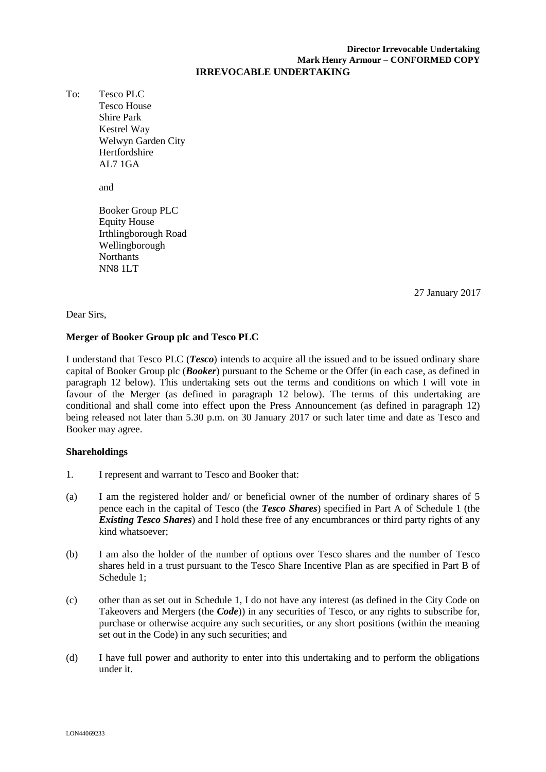**Director Irrevocable Undertaking**
**Mark Henry Armour – CONFORMED COPY**

# IRREVOCABLE UNDERTAKING

To: Tesco PLC
Tesco House
Shire Park
Kestrel Way
Welwyn Garden City
Hertfordshire
AL7 1GA

and

Booker Group PLC
Equity House
Irthlingborough Road
Wellingborough
Northants
NN8 1LT

27 January 2017

Dear Sirs,

**Merger of Booker Group plc and Tesco PLC**

I understand that Tesco PLC (***Tesco***) intends to acquire all the issued and to be issued ordinary share capital of Booker Group plc (***Booker***) pursuant to the Scheme or the Offer (in each case, as defined in paragraph 12 below). This undertaking sets out the terms and conditions on which I will vote in favour of the Merger (as defined in paragraph 12 below). The terms of this undertaking are conditional and shall come into effect upon the Press Announcement (as defined in paragraph 12) being released not later than 5.30 p.m. on 30 January 2017 or such later time and date as Tesco and Booker may agree.

**Shareholdings**

1. I represent and warrant to Tesco and Booker that:

(a) I am the registered holder and/ or beneficial owner of the number of ordinary shares of 5 pence each in the capital of Tesco (the ***Tesco Shares***) specified in Part A of Schedule 1 (the ***Existing Tesco Shares***) and I hold these free of any encumbrances or third party rights of any kind whatsoever;

(b) I am also the holder of the number of options over Tesco shares and the number of Tesco shares held in a trust pursuant to the Tesco Share Incentive Plan as are specified in Part B of Schedule 1;

(c) other than as set out in Schedule 1, I do not have any interest (as defined in the City Code on Takeovers and Mergers (the ***Code***)) in any securities of Tesco, or any rights to subscribe for, purchase or otherwise acquire any such securities, or any short positions (within the meaning set out in the Code) in any such securities; and

(d) I have full power and authority to enter into this undertaking and to perform the obligations under it.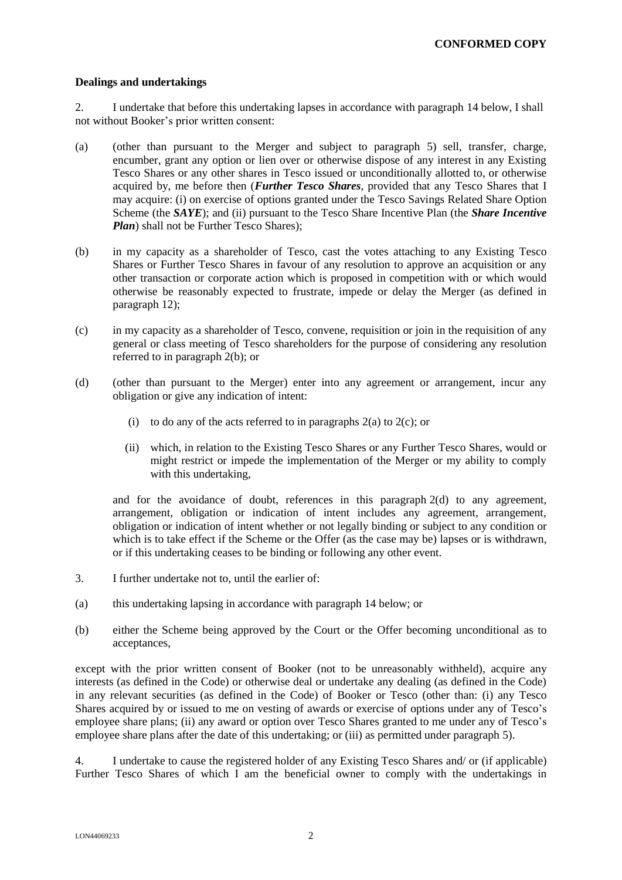**CONFORMED COPY**

**Dealings and undertakings**

2. I undertake that before this undertaking lapses in accordance with paragraph 14 below, I shall not without Booker's prior written consent:

(a) (other than pursuant to the Merger and subject to paragraph 5) sell, transfer, charge, encumber, grant any option or lien over or otherwise dispose of any interest in any Existing Tesco Shares or any other shares in Tesco issued or unconditionally allotted to, or otherwise acquired by, me before then (***Further Tesco Shares***, provided that any Tesco Shares that I may acquire: (i) on exercise of options granted under the Tesco Savings Related Share Option Scheme (the ***SAYE***); and (ii) pursuant to the Tesco Share Incentive Plan (the ***Share Incentive Plan***) shall not be Further Tesco Shares);

(b) in my capacity as a shareholder of Tesco, cast the votes attaching to any Existing Tesco Shares or Further Tesco Shares in favour of any resolution to approve an acquisition or any other transaction or corporate action which is proposed in competition with or which would otherwise be reasonably expected to frustrate, impede or delay the Merger (as defined in paragraph 12);

(c) in my capacity as a shareholder of Tesco, convene, requisition or join in the requisition of any general or class meeting of Tesco shareholders for the purpose of considering any resolution referred to in paragraph 2(b); or

(d) (other than pursuant to the Merger) enter into any agreement or arrangement, incur any obligation or give any indication of intent:

   (i) to do any of the acts referred to in paragraphs 2(a) to 2(c); or

   (ii) which, in relation to the Existing Tesco Shares or any Further Tesco Shares, would or might restrict or impede the implementation of the Merger or my ability to comply with this undertaking,

   and for the avoidance of doubt, references in this paragraph 2(d) to any agreement, arrangement, obligation or indication of intent includes any agreement, arrangement, obligation or indication of intent whether or not legally binding or subject to any condition or which is to take effect if the Scheme or the Offer (as the case may be) lapses or is withdrawn, or if this undertaking ceases to be binding or following any other event.

3. I further undertake not to, until the earlier of:

(a) this undertaking lapsing in accordance with paragraph 14 below; or

(b) either the Scheme being approved by the Court or the Offer becoming unconditional as to acceptances,

except with the prior written consent of Booker (not to be unreasonably withheld), acquire any interests (as defined in the Code) or otherwise deal or undertake any dealing (as defined in the Code) in any relevant securities (as defined in the Code) of Booker or Tesco (other than: (i) any Tesco Shares acquired by or issued to me on vesting of awards or exercise of options under any of Tesco's employee share plans; (ii) any award or option over Tesco Shares granted to me under any of Tesco's employee share plans after the date of this undertaking; or (iii) as permitted under paragraph 5).

4. I undertake to cause the registered holder of any Existing Tesco Shares and/ or (if applicable) Further Tesco Shares of which I am the beneficial owner to comply with the undertakings in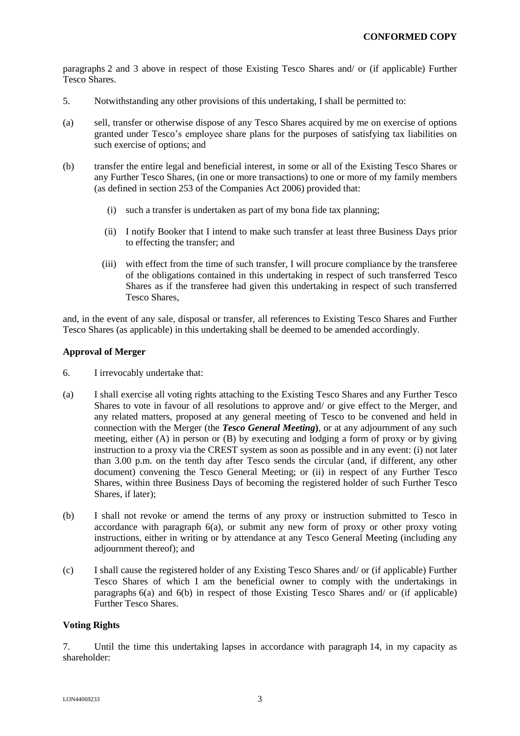paragraphs 2 and 3 above in respect of those Existing Tesco Shares and/ or (if applicable) Further Tesco Shares.

5. Notwithstanding any other provisions of this undertaking, I shall be permitted to:

(a) sell, transfer or otherwise dispose of any Tesco Shares acquired by me on exercise of options granted under Tesco's employee share plans for the purposes of satisfying tax liabilities on such exercise of options; and

(b) transfer the entire legal and beneficial interest, in some or all of the Existing Tesco Shares or any Further Tesco Shares, (in one or more transactions) to one or more of my family members (as defined in section 253 of the Companies Act 2006) provided that:

(i) such a transfer is undertaken as part of my bona fide tax planning;

(ii) I notify Booker that I intend to make such transfer at least three Business Days prior to effecting the transfer; and

(iii) with effect from the time of such transfer, I will procure compliance by the transferee of the obligations contained in this undertaking in respect of such transferred Tesco Shares as if the transferee had given this undertaking in respect of such transferred Tesco Shares,

and, in the event of any sale, disposal or transfer, all references to Existing Tesco Shares and Further Tesco Shares (as applicable) in this undertaking shall be deemed to be amended accordingly.

**Approval of Merger**

6. I irrevocably undertake that:

(a) I shall exercise all voting rights attaching to the Existing Tesco Shares and any Further Tesco Shares to vote in favour of all resolutions to approve and/ or give effect to the Merger, and any related matters, proposed at any general meeting of Tesco to be convened and held in connection with the Merger (the ***Tesco General Meeting***), or at any adjournment of any such meeting, either (A) in person or (B) by executing and lodging a form of proxy or by giving instruction to a proxy via the CREST system as soon as possible and in any event: (i) not later than 3.00 p.m. on the tenth day after Tesco sends the circular (and, if different, any other document) convening the Tesco General Meeting; or (ii) in respect of any Further Tesco Shares, within three Business Days of becoming the registered holder of such Further Tesco Shares, if later);

(b) I shall not revoke or amend the terms of any proxy or instruction submitted to Tesco in accordance with paragraph 6(a), or submit any new form of proxy or other proxy voting instructions, either in writing or by attendance at any Tesco General Meeting (including any adjournment thereof); and

(c) I shall cause the registered holder of any Existing Tesco Shares and/ or (if applicable) Further Tesco Shares of which I am the beneficial owner to comply with the undertakings in paragraphs 6(a) and 6(b) in respect of those Existing Tesco Shares and/ or (if applicable) Further Tesco Shares.

**Voting Rights**

7. Until the time this undertaking lapses in accordance with paragraph 14, in my capacity as shareholder: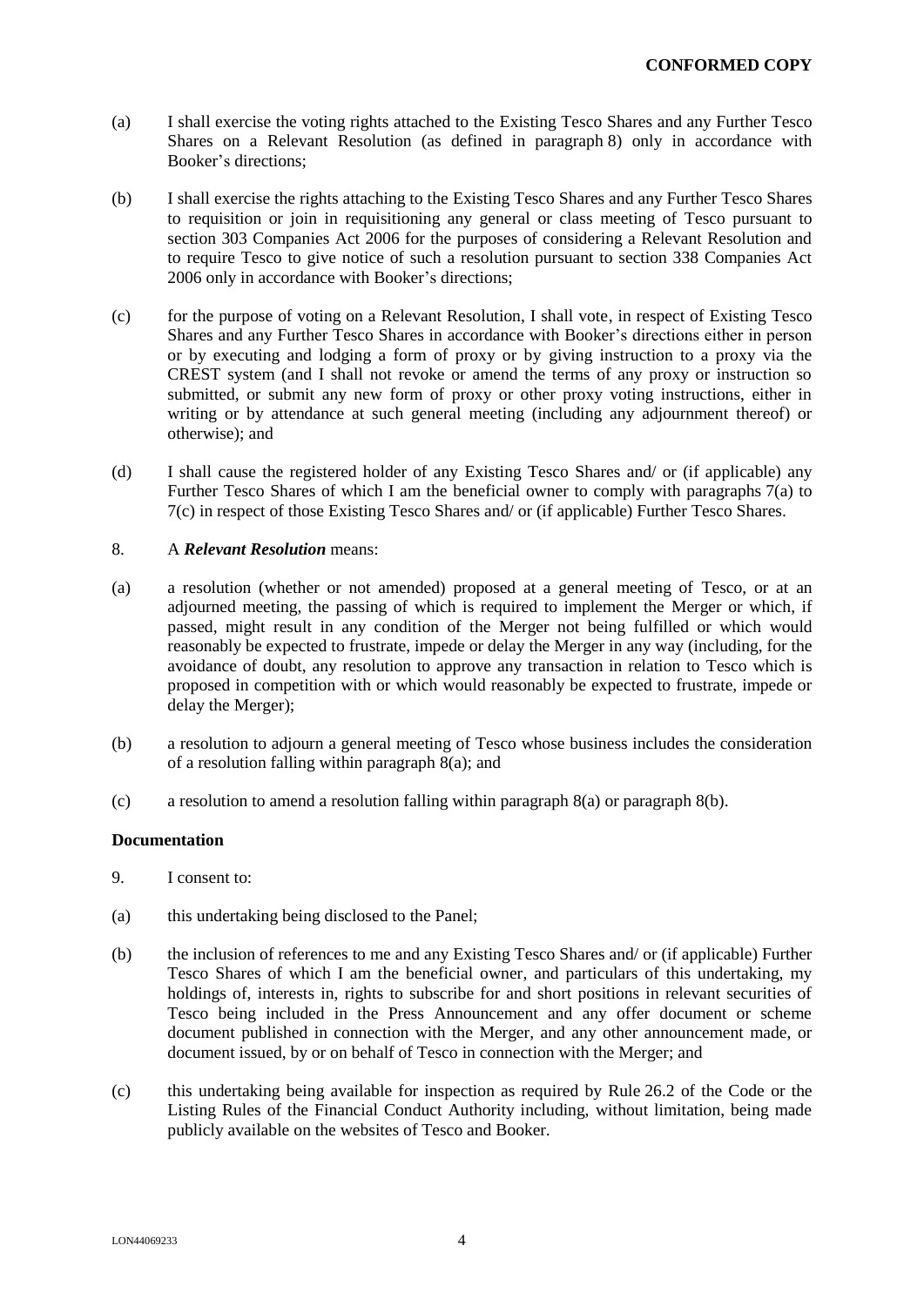(a) I shall exercise the voting rights attached to the Existing Tesco Shares and any Further Tesco Shares on a Relevant Resolution (as defined in paragraph 8) only in accordance with Booker's directions;

(b) I shall exercise the rights attaching to the Existing Tesco Shares and any Further Tesco Shares to requisition or join in requisitioning any general or class meeting of Tesco pursuant to section 303 Companies Act 2006 for the purposes of considering a Relevant Resolution and to require Tesco to give notice of such a resolution pursuant to section 338 Companies Act 2006 only in accordance with Booker's directions;

(c) for the purpose of voting on a Relevant Resolution, I shall vote, in respect of Existing Tesco Shares and any Further Tesco Shares in accordance with Booker's directions either in person or by executing and lodging a form of proxy or by giving instruction to a proxy via the CREST system (and I shall not revoke or amend the terms of any proxy or instruction so submitted, or submit any new form of proxy or other proxy voting instructions, either in writing or by attendance at such general meeting (including any adjournment thereof) or otherwise); and

(d) I shall cause the registered holder of any Existing Tesco Shares and/ or (if applicable) any Further Tesco Shares of which I am the beneficial owner to comply with paragraphs 7(a) to 7(c) in respect of those Existing Tesco Shares and/ or (if applicable) Further Tesco Shares.

8. A ***Relevant Resolution*** means:

(a) a resolution (whether or not amended) proposed at a general meeting of Tesco, or at an adjourned meeting, the passing of which is required to implement the Merger or which, if passed, might result in any condition of the Merger not being fulfilled or which would reasonably be expected to frustrate, impede or delay the Merger in any way (including, for the avoidance of doubt, any resolution to approve any transaction in relation to Tesco which is proposed in competition with or which would reasonably be expected to frustrate, impede or delay the Merger);

(b) a resolution to adjourn a general meeting of Tesco whose business includes the consideration of a resolution falling within paragraph 8(a); and

(c) a resolution to amend a resolution falling within paragraph 8(a) or paragraph 8(b).

**Documentation**

9. I consent to:

(a) this undertaking being disclosed to the Panel;

(b) the inclusion of references to me and any Existing Tesco Shares and/ or (if applicable) Further Tesco Shares of which I am the beneficial owner, and particulars of this undertaking, my holdings of, interests in, rights to subscribe for and short positions in relevant securities of Tesco being included in the Press Announcement and any offer document or scheme document published in connection with the Merger, and any other announcement made, or document issued, by or on behalf of Tesco in connection with the Merger; and

(c) this undertaking being available for inspection as required by Rule 26.2 of the Code or the Listing Rules of the Financial Conduct Authority including, without limitation, being made publicly available on the websites of Tesco and Booker.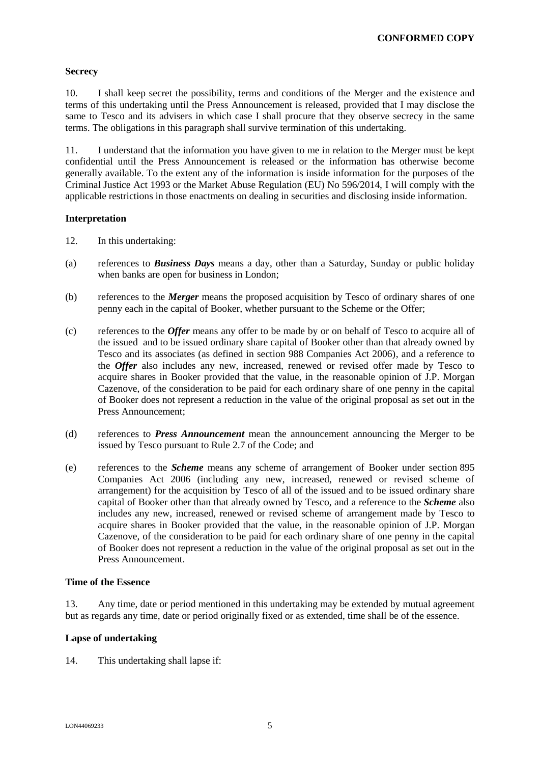**CONFORMED COPY**

**Secrecy**

10. I shall keep secret the possibility, terms and conditions of the Merger and the existence and terms of this undertaking until the Press Announcement is released, provided that I may disclose the same to Tesco and its advisers in which case I shall procure that they observe secrecy in the same terms. The obligations in this paragraph shall survive termination of this undertaking.

11. I understand that the information you have given to me in relation to the Merger must be kept confidential until the Press Announcement is released or the information has otherwise become generally available. To the extent any of the information is inside information for the purposes of the Criminal Justice Act 1993 or the Market Abuse Regulation (EU) No 596/2014, I will comply with the applicable restrictions in those enactments on dealing in securities and disclosing inside information.

**Interpretation**

12. In this undertaking:

(a) references to ***Business Days*** means a day, other than a Saturday, Sunday or public holiday when banks are open for business in London;

(b) references to the ***Merger*** means the proposed acquisition by Tesco of ordinary shares of one penny each in the capital of Booker, whether pursuant to the Scheme or the Offer;

(c) references to the ***Offer*** means any offer to be made by or on behalf of Tesco to acquire all of the issued and to be issued ordinary share capital of Booker other than that already owned by Tesco and its associates (as defined in section 988 Companies Act 2006), and a reference to the ***Offer*** also includes any new, increased, renewed or revised offer made by Tesco to acquire shares in Booker provided that the value, in the reasonable opinion of J.P. Morgan Cazenove, of the consideration to be paid for each ordinary share of one penny in the capital of Booker does not represent a reduction in the value of the original proposal as set out in the Press Announcement;

(d) references to ***Press Announcement*** mean the announcement announcing the Merger to be issued by Tesco pursuant to Rule 2.7 of the Code; and

(e) references to the ***Scheme*** means any scheme of arrangement of Booker under section 895 Companies Act 2006 (including any new, increased, renewed or revised scheme of arrangement) for the acquisition by Tesco of all of the issued and to be issued ordinary share capital of Booker other than that already owned by Tesco, and a reference to the ***Scheme*** also includes any new, increased, renewed or revised scheme of arrangement made by Tesco to acquire shares in Booker provided that the value, in the reasonable opinion of J.P. Morgan Cazenove, of the consideration to be paid for each ordinary share of one penny in the capital of Booker does not represent a reduction in the value of the original proposal as set out in the Press Announcement.

**Time of the Essence**

13. Any time, date or period mentioned in this undertaking may be extended by mutual agreement but as regards any time, date or period originally fixed or as extended, time shall be of the essence.

**Lapse of undertaking**

14. This undertaking shall lapse if: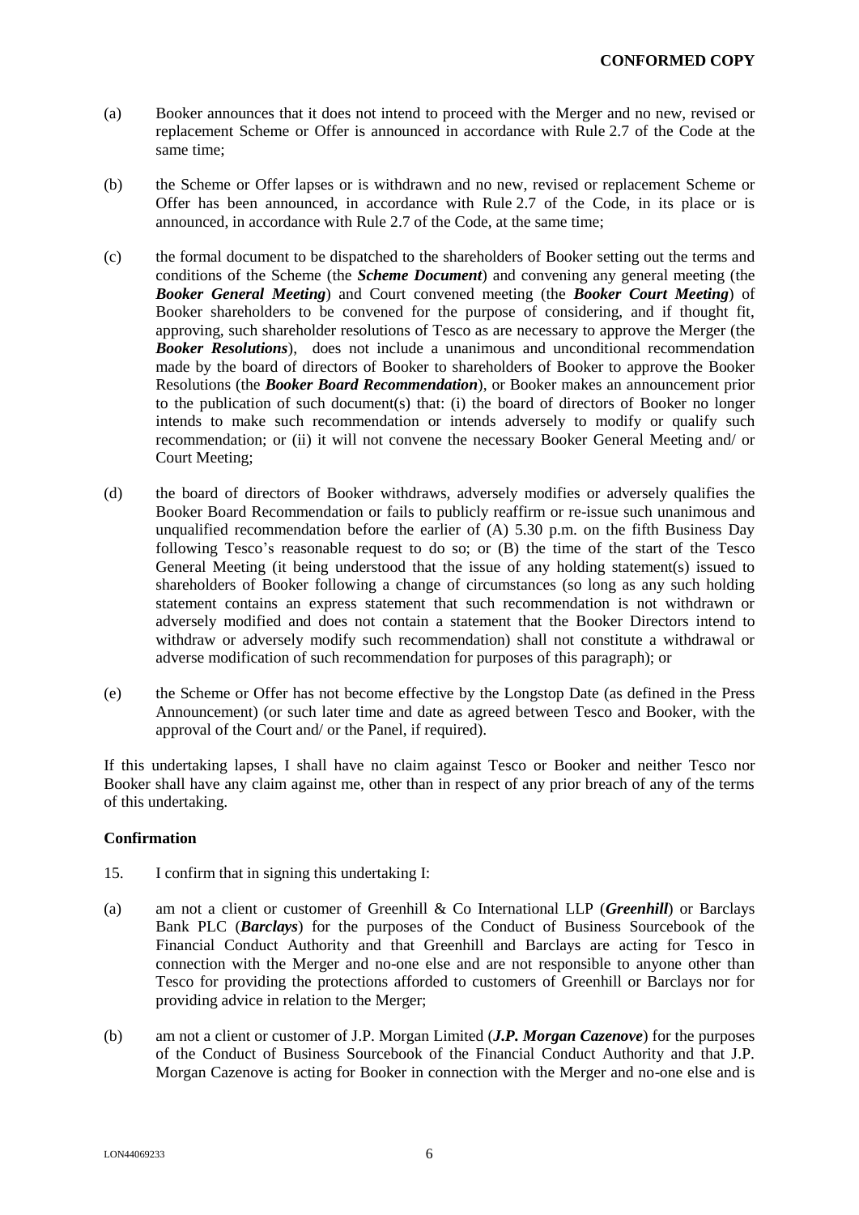**CONFORMED COPY**

(a) Booker announces that it does not intend to proceed with the Merger and no new, revised or replacement Scheme or Offer is announced in accordance with Rule 2.7 of the Code at the same time;

(b) the Scheme or Offer lapses or is withdrawn and no new, revised or replacement Scheme or Offer has been announced, in accordance with Rule 2.7 of the Code, in its place or is announced, in accordance with Rule 2.7 of the Code, at the same time;

(c) the formal document to be dispatched to the shareholders of Booker setting out the terms and conditions of the Scheme (the ***Scheme Document***) and convening any general meeting (the ***Booker General Meeting***) and Court convened meeting (the ***Booker Court Meeting***) of Booker shareholders to be convened for the purpose of considering, and if thought fit, approving, such shareholder resolutions of Tesco as are necessary to approve the Merger (the ***Booker Resolutions***), does not include a unanimous and unconditional recommendation made by the board of directors of Booker to shareholders of Booker to approve the Booker Resolutions (the ***Booker Board Recommendation***), or Booker makes an announcement prior to the publication of such document(s) that: (i) the board of directors of Booker no longer intends to make such recommendation or intends adversely to modify or qualify such recommendation; or (ii) it will not convene the necessary Booker General Meeting and/ or Court Meeting;

(d) the board of directors of Booker withdraws, adversely modifies or adversely qualifies the Booker Board Recommendation or fails to publicly reaffirm or re-issue such unanimous and unqualified recommendation before the earlier of (A) 5.30 p.m. on the fifth Business Day following Tesco's reasonable request to do so; or (B) the time of the start of the Tesco General Meeting (it being understood that the issue of any holding statement(s) issued to shareholders of Booker following a change of circumstances (so long as any such holding statement contains an express statement that such recommendation is not withdrawn or adversely modified and does not contain a statement that the Booker Directors intend to withdraw or adversely modify such recommendation) shall not constitute a withdrawal or adverse modification of such recommendation for purposes of this paragraph); or

(e) the Scheme or Offer has not become effective by the Longstop Date (as defined in the Press Announcement) (or such later time and date as agreed between Tesco and Booker, with the approval of the Court and/ or the Panel, if required).

If this undertaking lapses, I shall have no claim against Tesco or Booker and neither Tesco nor Booker shall have any claim against me, other than in respect of any prior breach of any of the terms of this undertaking.

**Confirmation**

15. I confirm that in signing this undertaking I:

(a) am not a client or customer of Greenhill & Co International LLP (***Greenhill***) or Barclays Bank PLC (***Barclays***) for the purposes of the Conduct of Business Sourcebook of the Financial Conduct Authority and that Greenhill and Barclays are acting for Tesco in connection with the Merger and no-one else and are not responsible to anyone other than Tesco for providing the protections afforded to customers of Greenhill or Barclays nor for providing advice in relation to the Merger;

(b) am not a client or customer of J.P. Morgan Limited (***J.P. Morgan Cazenove***) for the purposes of the Conduct of Business Sourcebook of the Financial Conduct Authority and that J.P. Morgan Cazenove is acting for Booker in connection with the Merger and no-one else and is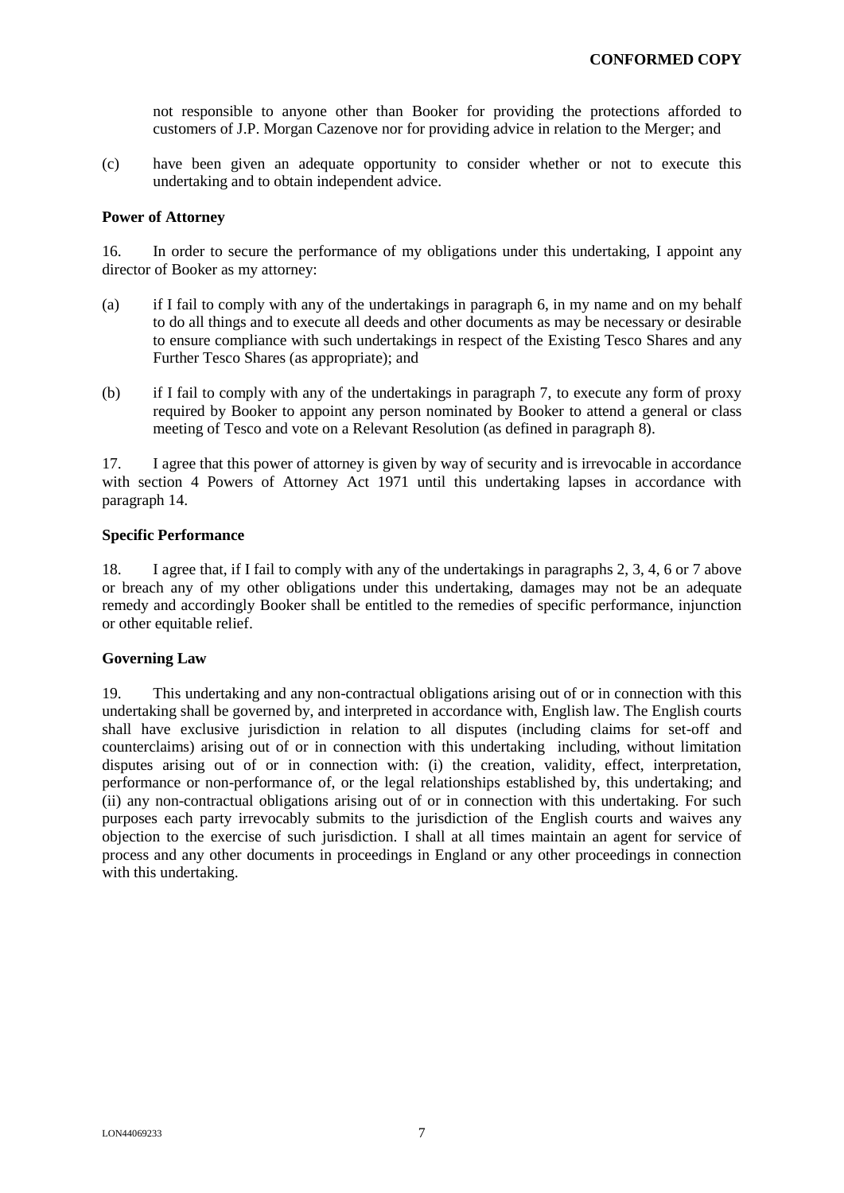not responsible to anyone other than Booker for providing the protections afforded to customers of J.P. Morgan Cazenove nor for providing advice in relation to the Merger; and

(c) have been given an adequate opportunity to consider whether or not to execute this undertaking and to obtain independent advice.

**Power of Attorney**

16. In order to secure the performance of my obligations under this undertaking, I appoint any director of Booker as my attorney:

(a) if I fail to comply with any of the undertakings in paragraph 6, in my name and on my behalf to do all things and to execute all deeds and other documents as may be necessary or desirable to ensure compliance with such undertakings in respect of the Existing Tesco Shares and any Further Tesco Shares (as appropriate); and

(b) if I fail to comply with any of the undertakings in paragraph 7, to execute any form of proxy required by Booker to appoint any person nominated by Booker to attend a general or class meeting of Tesco and vote on a Relevant Resolution (as defined in paragraph 8).

17. I agree that this power of attorney is given by way of security and is irrevocable in accordance with section 4 Powers of Attorney Act 1971 until this undertaking lapses in accordance with paragraph 14.

**Specific Performance**

18. I agree that, if I fail to comply with any of the undertakings in paragraphs 2, 3, 4, 6 or 7 above or breach any of my other obligations under this undertaking, damages may not be an adequate remedy and accordingly Booker shall be entitled to the remedies of specific performance, injunction or other equitable relief.

**Governing Law**

19. This undertaking and any non-contractual obligations arising out of or in connection with this undertaking shall be governed by, and interpreted in accordance with, English law. The English courts shall have exclusive jurisdiction in relation to all disputes (including claims for set-off and counterclaims) arising out of or in connection with this undertaking including, without limitation disputes arising out of or in connection with: (i) the creation, validity, effect, interpretation, performance or non-performance of, or the legal relationships established by, this undertaking; and (ii) any non-contractual obligations arising out of or in connection with this undertaking. For such purposes each party irrevocably submits to the jurisdiction of the English courts and waives any objection to the exercise of such jurisdiction. I shall at all times maintain an agent for service of process and any other documents in proceedings in England or any other proceedings in connection with this undertaking.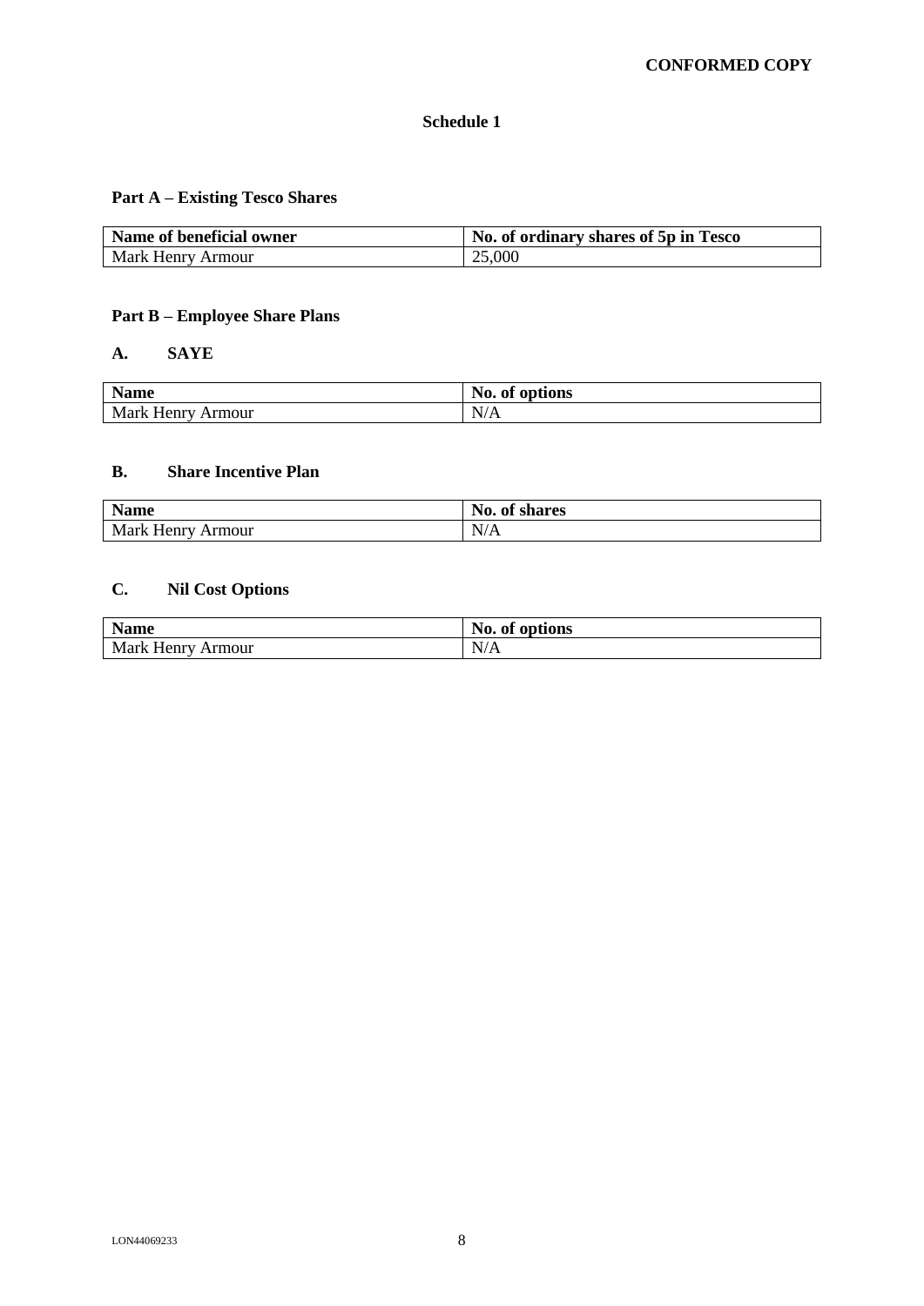**CONFORMED COPY**

# Schedule 1

## Part A – Existing Tesco Shares

| Name of beneficial owner | No. of ordinary shares of 5p in Tesco |
|---|---|
| Mark Henry Armour | 25,000 |

## Part B – Employee Share Plans

### A. SAYE

| Name | No. of options |
|---|---|
| Mark Henry Armour | N/A |

### B. Share Incentive Plan

| Name | No. of shares |
|---|---|
| Mark Henry Armour | N/A |

### C. Nil Cost Options

| Name | No. of options |
|---|---|
| Mark Henry Armour | N/A |

LON44069233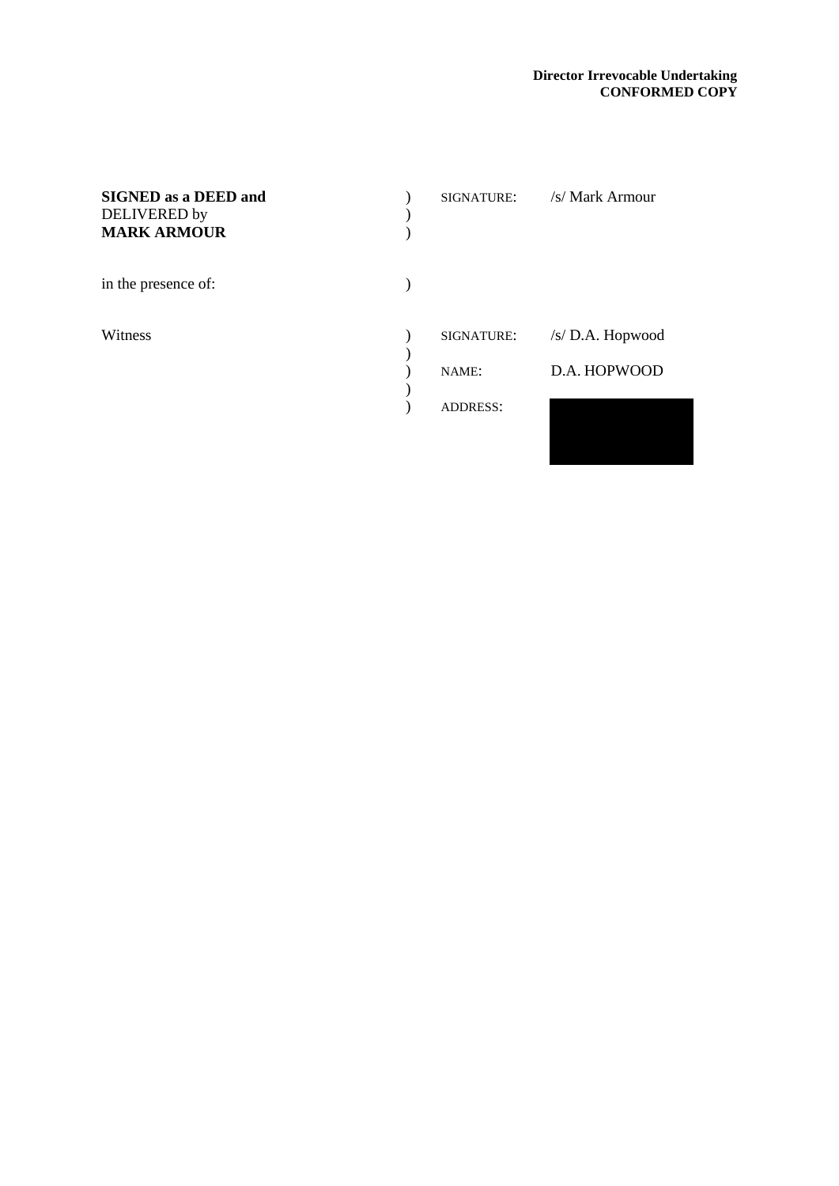**SIGNED as a DEED and**
DELIVERED by
**MARK ARMOUR**

| | | | |
|---|---|---|---|
| **SIGNED as a DEED and** DELIVERED by **MARK ARMOUR** | ) | SIGNATURE: | /s/ Mark Armour |
| in the presence of: | ) | | |
| Witness | ) | SIGNATURE: | /s/ D.A. Hopwood |
| | ) | NAME: | D.A. HOPWOOD |
| | ) | ADDRESS: | [REDACTED] |